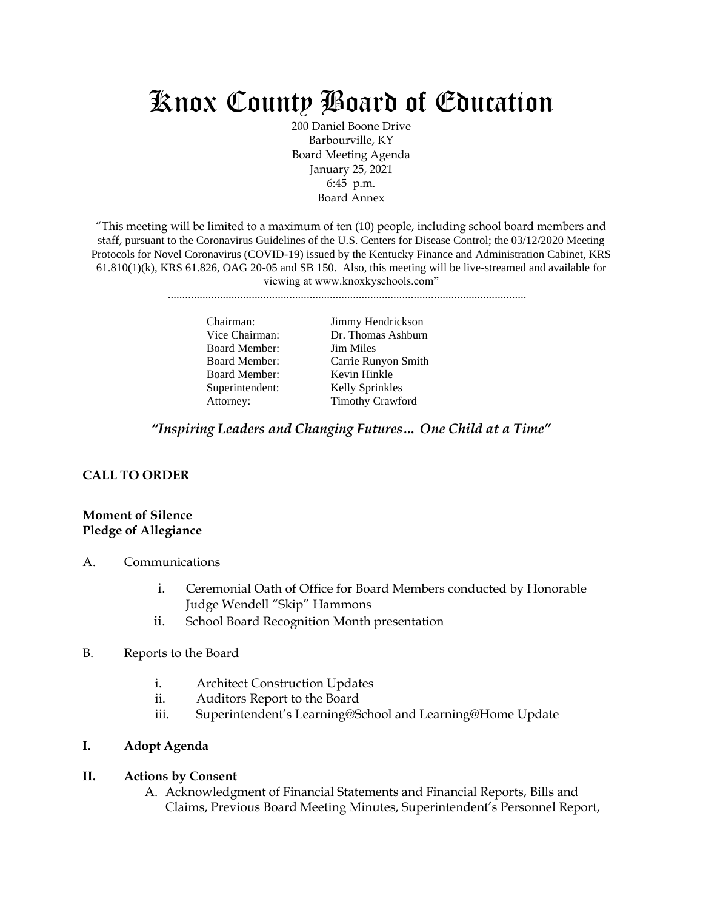# Knox County Board of Education

200 Daniel Boone Drive
Barbourville, KY
Board Meeting Agenda
January 25, 2021
6:45 p.m.
Board Annex

"This meeting will be limited to a maximum of ten (10) people, including school board members and staff, pursuant to the Coronavirus Guidelines of the U.S. Centers for Disease Control; the 03/12/2020 Meeting Protocols for Novel Coronavirus (COVID-19) issued by the Kentucky Finance and Administration Cabinet, KRS 61.810(1)(k), KRS 61.826, OAG 20-05 and SB 150. Also, this meeting will be live-streamed and available for viewing at www.knoxkyschools.com"

..........................................................................................................................

| | |
|---|---|
| Chairman: | Jimmy Hendrickson |
| Vice Chairman: | Dr. Thomas Ashburn |
| Board Member: | Jim Miles |
| Board Member: | Carrie Runyon Smith |
| Board Member: | Kevin Hinkle |
| Superintendent: | Kelly Sprinkles |
| Attorney: | Timothy Crawford |

***"Inspiring Leaders and Changing Futures… One Child at a Time"***

**CALL TO ORDER**

**Moment of Silence**
**Pledge of Allegiance**

A. Communications

   i. Ceremonial Oath of Office for Board Members conducted by Honorable Judge Wendell "Skip" Hammons
   ii. School Board Recognition Month presentation

B. Reports to the Board

   i. Architect Construction Updates
   ii. Auditors Report to the Board
   iii. Superintendent's Learning@School and Learning@Home Update

**I. Adopt Agenda**

**II. Actions by Consent**

   A. Acknowledgment of Financial Statements and Financial Reports, Bills and Claims, Previous Board Meeting Minutes, Superintendent's Personnel Report,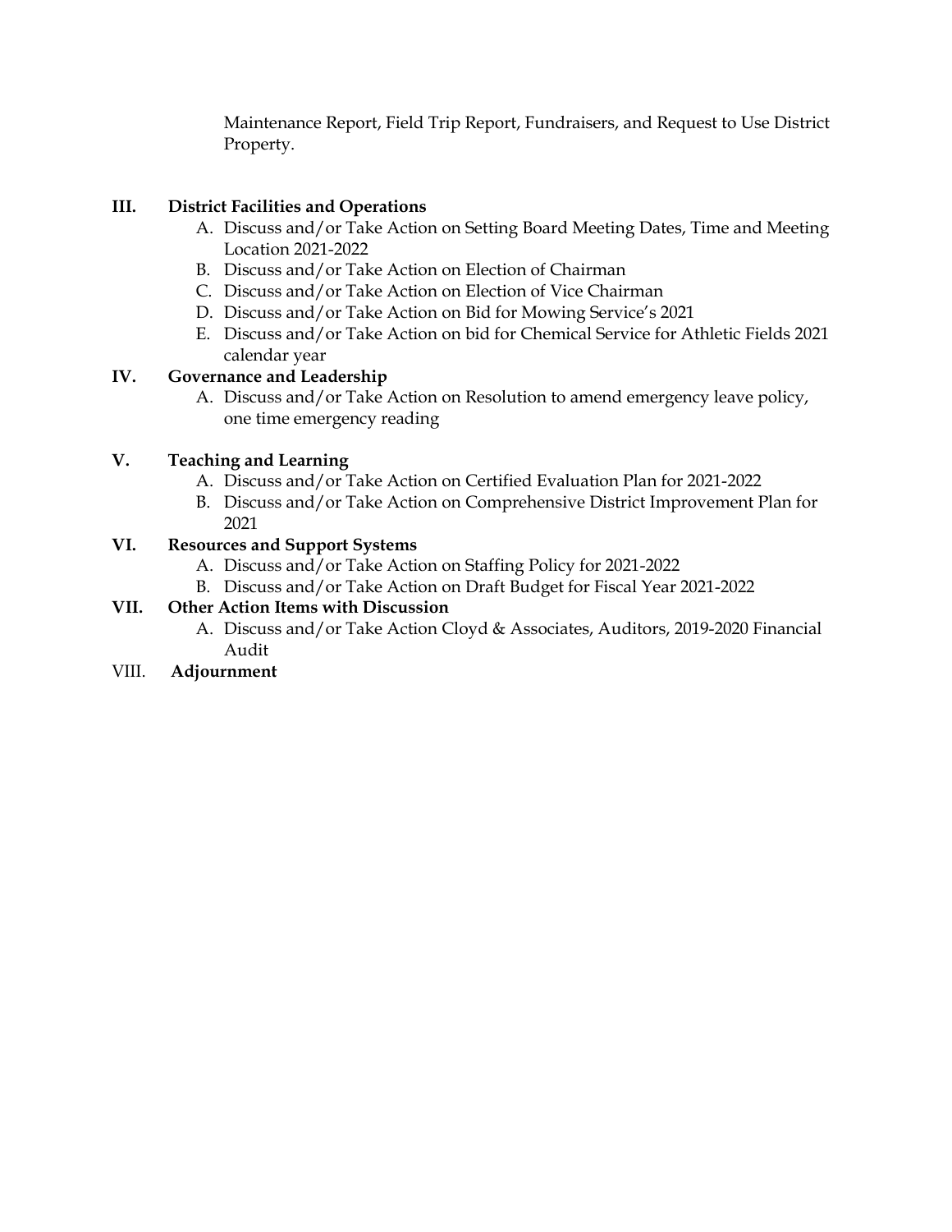Maintenance Report, Field Trip Report, Fundraisers, and Request to Use District Property.

**III. District Facilities and Operations**

A. Discuss and/or Take Action on Setting Board Meeting Dates, Time and Meeting Location 2021-2022
B. Discuss and/or Take Action on Election of Chairman
C. Discuss and/or Take Action on Election of Vice Chairman
D. Discuss and/or Take Action on Bid for Mowing Service's 2021
E. Discuss and/or Take Action on bid for Chemical Service for Athletic Fields 2021 calendar year

**IV. Governance and Leadership**

A. Discuss and/or Take Action on Resolution to amend emergency leave policy, one time emergency reading

**V. Teaching and Learning**

A. Discuss and/or Take Action on Certified Evaluation Plan for 2021-2022
B. Discuss and/or Take Action on Comprehensive District Improvement Plan for 2021

**VI. Resources and Support Systems**

A. Discuss and/or Take Action on Staffing Policy for 2021-2022
B. Discuss and/or Take Action on Draft Budget for Fiscal Year 2021-2022

**VII. Other Action Items with Discussion**

A. Discuss and/or Take Action Cloyd & Associates, Auditors, 2019-2020 Financial Audit

VIII. **Adjournment**